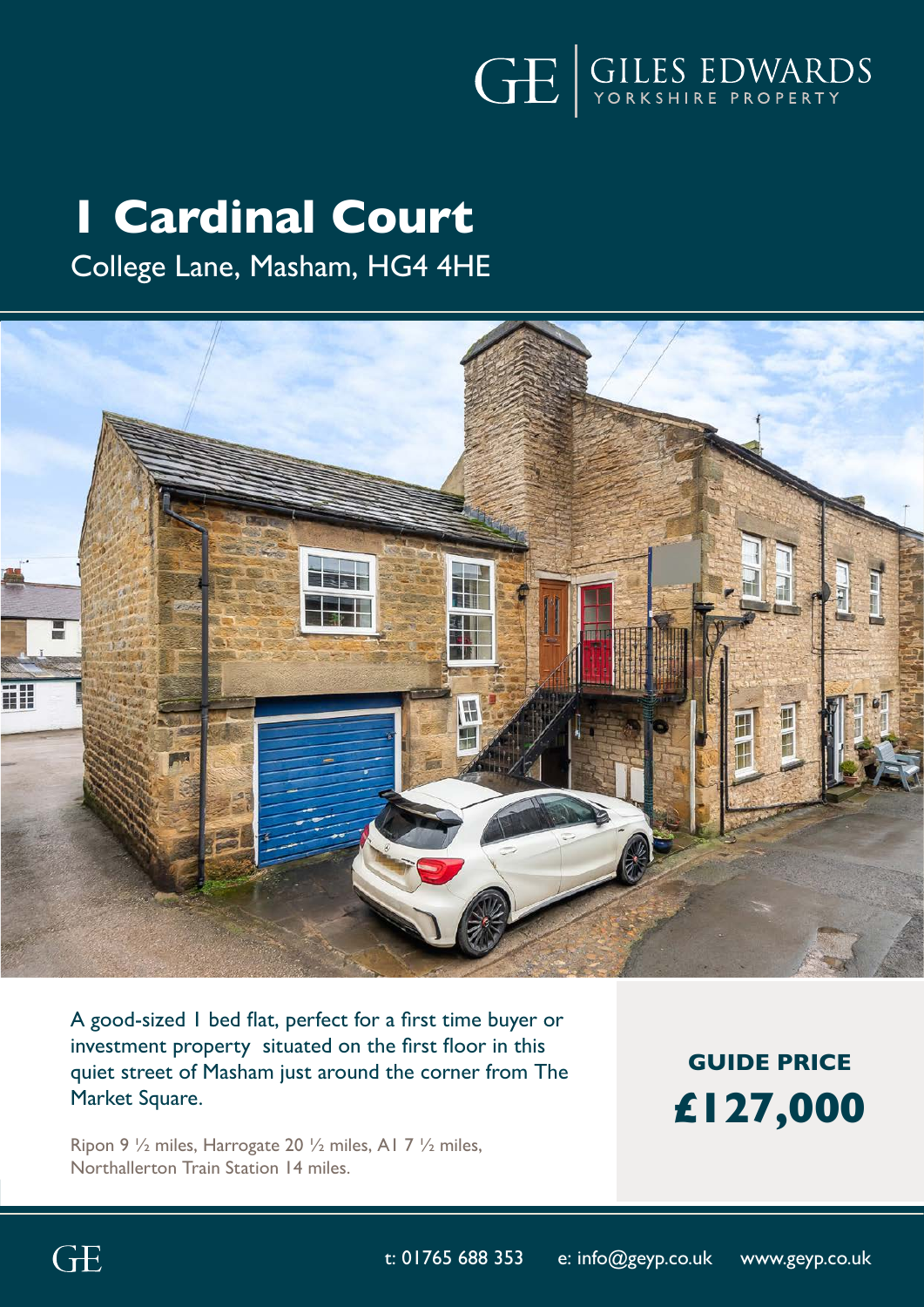GE | GILES EDWARDS
YORKSHIRE PROPERTY

# 1 Cardinal Court

College Lane, Masham, HG4 4HE

A good-sized 1 bed flat, perfect for a first time buyer or investment property situated on the first floor in this quiet street of Masham just around the corner from The Market Square.

Ripon 9 ½ miles, Harrogate 20 ½ miles, A1 7 ½ miles, Northallerton Train Station 14 miles.

**GUIDE PRICE**

**£127,000**

t: 01765 688 353 e: info@geyp.co.uk www.geyp.co.uk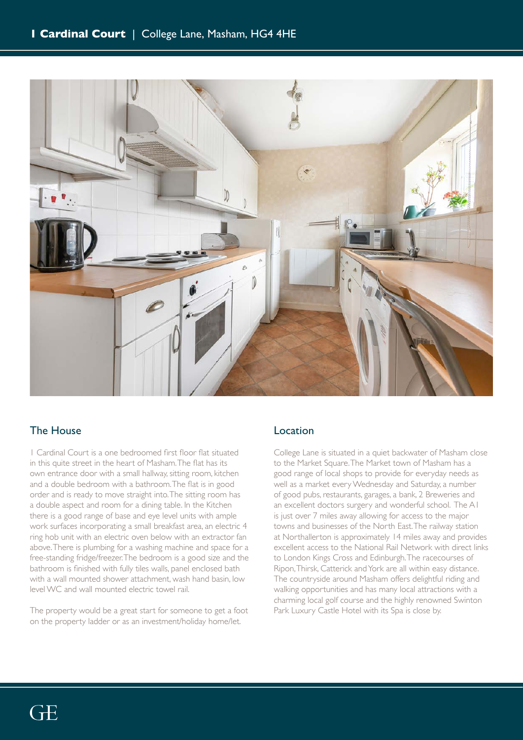# 1 Cardinal Court | College Lane, Masham, HG4 4HE

## The House

1 Cardinal Court is a one bedroomed first floor flat situated in this quite street in the heart of Masham. The flat has its own entrance door with a small hallway, sitting room, kitchen and a double bedroom with a bathroom. The flat is in good order and is ready to move straight into. The sitting room has a double aspect and room for a dining table. In the Kitchen there is a good range of base and eye level units with ample work surfaces incorporating a small breakfast area, an electric 4 ring hob unit with an electric oven below with an extractor fan above. There is plumbing for a washing machine and space for a free-standing fridge/freezer. The bedroom is a good size and the bathroom is finished with fully tiles walls, panel enclosed bath with a wall mounted shower attachment, wash hand basin, low level WC and wall mounted electric towel rail.

The property would be a great start for someone to get a foot on the property ladder or as an investment/holiday home/let.

## Location

College Lane is situated in a quiet backwater of Masham close to the Market Square. The Market town of Masham has a good range of local shops to provide for everyday needs as well as a market every Wednesday and Saturday, a number of good pubs, restaurants, garages, a bank, 2 Breweries and an excellent doctors surgery and wonderful school. The A1 is just over 7 miles away allowing for access to the major towns and businesses of the North East. The railway station at Northallerton is approximately 14 miles away and provides excellent access to the National Rail Network with direct links to London Kings Cross and Edinburgh. The racecourses of Ripon, Thirsk, Catterick and York are all within easy distance. The countryside around Masham offers delightful riding and walking opportunities and has many local attractions with a charming local golf course and the highly renowned Swinton Park Luxury Castle Hotel with its Spa is close by.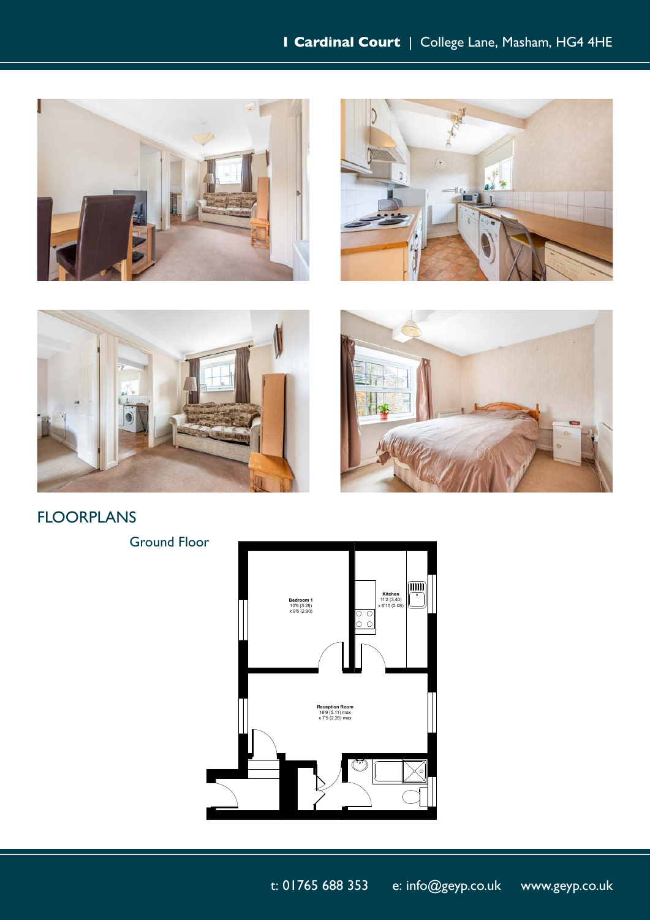## FLOORPLANS

Ground Floor

**Bedroom 1**
10'9 (3.28) x 9'6 (2.90)

**Kitchen**
11'2 (3.40) x 6'10 (2.08)

**Reception Room**
16'9 (5.11) max x 7'5 (2.26) max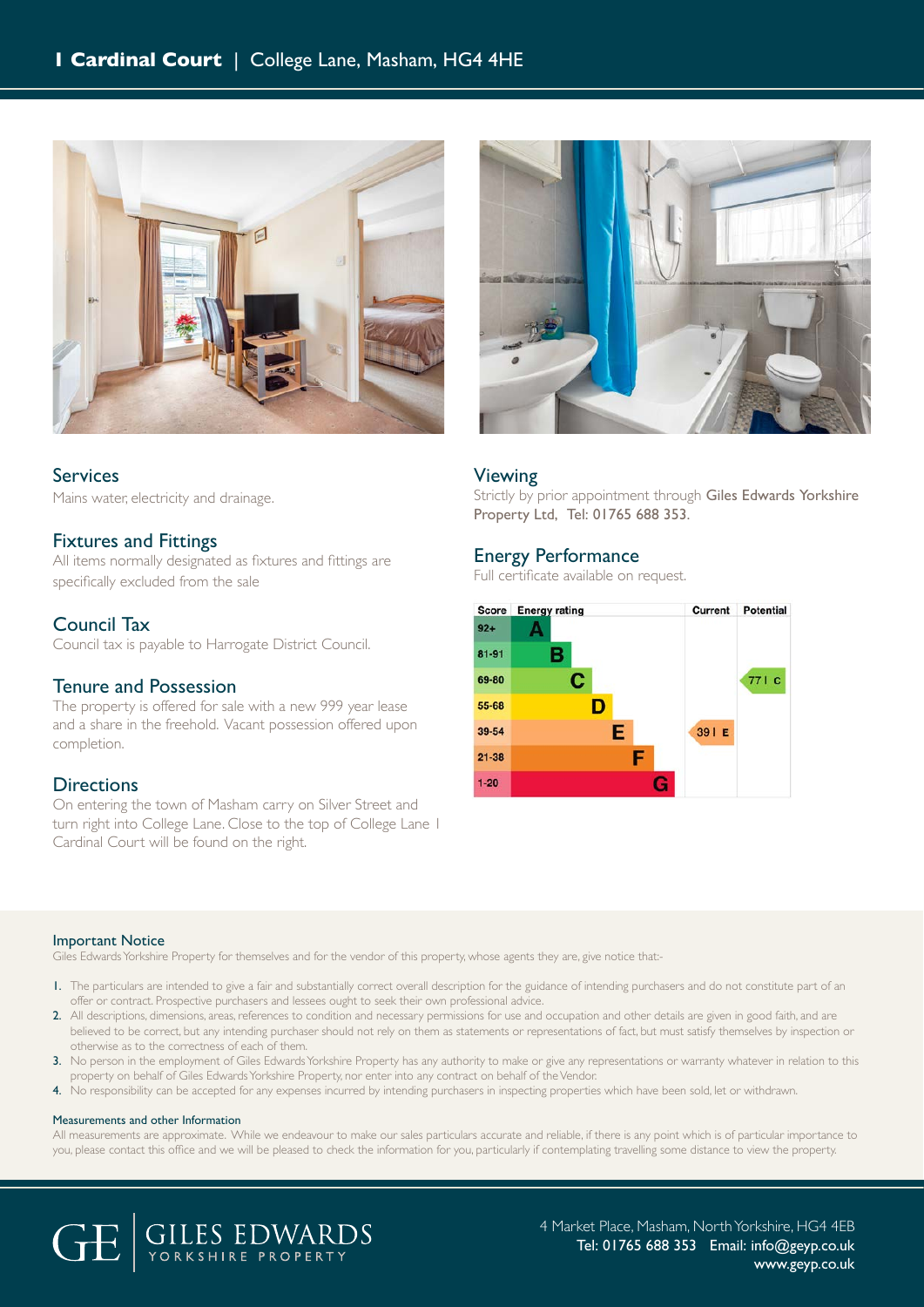# 1 Cardinal Court | College Lane, Masham, HG4 4HE

## Services

Mains water, electricity and drainage.

## Fixtures and Fittings

All items normally designated as fixtures and fittings are specifically excluded from the sale

## Council Tax

Council tax is payable to Harrogate District Council.

## Tenure and Possession

The property is offered for sale with a new 999 year lease and a share in the freehold. Vacant possession offered upon completion.

## Directions

On entering the town of Masham carry on Silver Street and turn right into College Lane. Close to the top of College Lane 1 Cardinal Court will be found on the right.

## Viewing

Strictly by prior appointment through Giles Edwards Yorkshire Property Ltd, Tel: 01765 688 353.

## Energy Performance

Full certificate available on request.

Score | Energy rating | Current | Potential

92+ A

81-91 B

69-80 C

55-68 D

39-54 E

21-38 F

1-20 G

Current: 39 | E

Potential: 77 | C

### Important Notice

Giles Edwards Yorkshire Property for themselves and for the vendor of this property, whose agents they are, give notice that:-

1. The particulars are intended to give a fair and substantially correct overall description for the guidance of intending purchasers and do not constitute part of an offer or contract. Prospective purchasers and lessees ought to seek their own professional advice.
2. All descriptions, dimensions, areas, references to condition and necessary permissions for use and occupation and other details are given in good faith, and are believed to be correct, but any intending purchaser should not rely on them as statements or representations of fact, but must satisfy themselves by inspection or otherwise as to the correctness of each of them.
3. No person in the employment of Giles Edwards Yorkshire Property has any authority to make or give any representations or warranty whatever in relation to this property on behalf of Giles Edwards Yorkshire Property, nor enter into any contract on behalf of the Vendor.
4. No responsibility can be accepted for any expenses incurred by intending purchasers in inspecting properties which have been sold, let or withdrawn.

#### Measurements and other Information

All measurements are approximate. While we endeavour to make our sales particulars accurate and reliable, if there is any point which is of particular importance to you, please contact this office and we will be pleased to check the information for you, particularly if contemplating travelling some distance to view the property.

GE | GILES EDWARDS YORKSHIRE PROPERTY

4 Market Place, Masham, North Yorkshire, HG4 4EB
Tel: 01765 688 353 Email: info@geyp.co.uk
www.geyp.co.uk